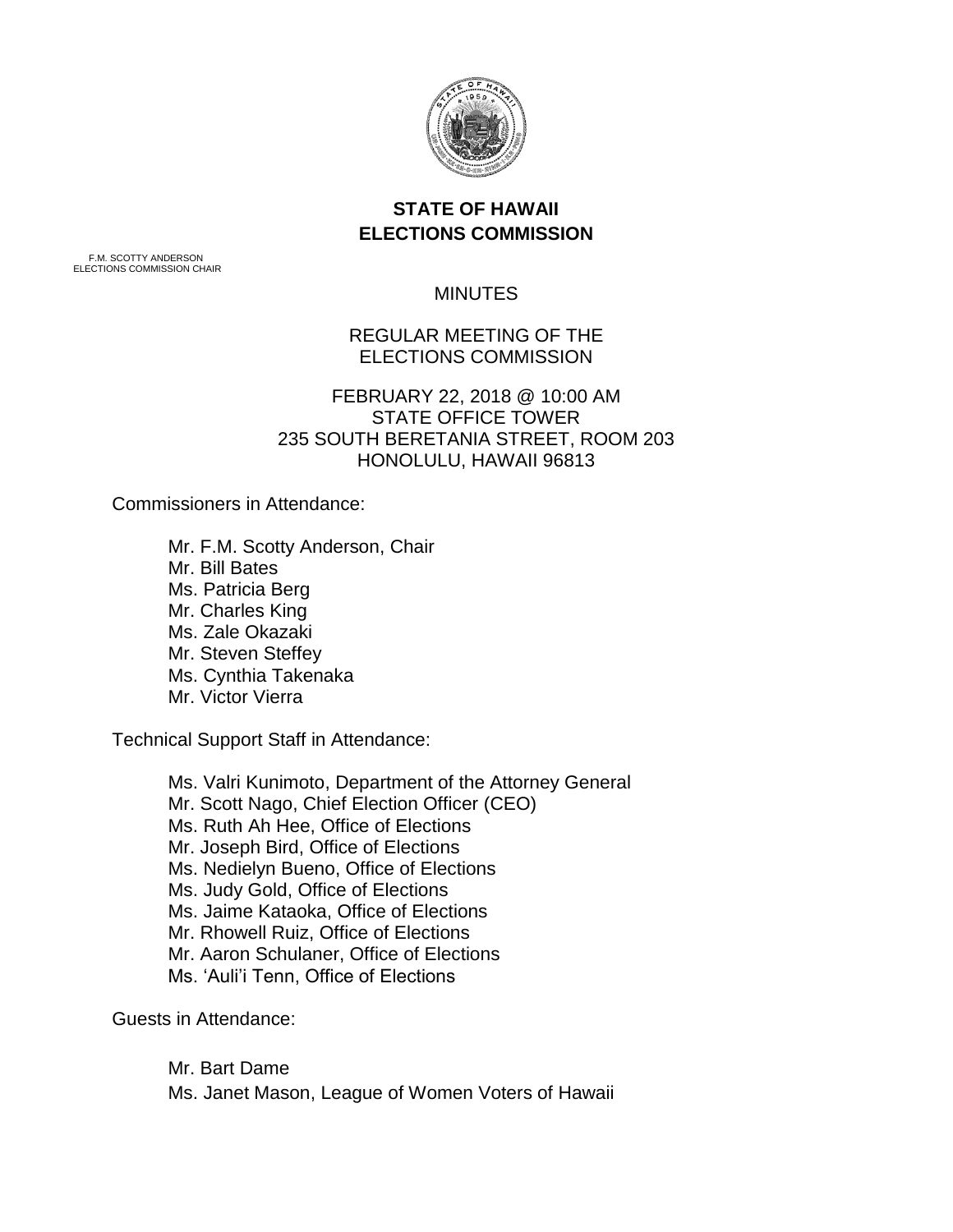**STATE OF HAWAII**
**ELECTIONS COMMISSION**

F.M. SCOTTY ANDERSON
ELECTIONS COMMISSION CHAIR

MINUTES

REGULAR MEETING OF THE
ELECTIONS COMMISSION

FEBRUARY 22, 2018 @ 10:00 AM
STATE OFFICE TOWER
235 SOUTH BERETANIA STREET, ROOM 203
HONOLULU, HAWAII 96813

Commissioners in Attendance:

- Mr. F.M. Scotty Anderson, Chair
- Mr. Bill Bates
- Ms. Patricia Berg
- Mr. Charles King
- Ms. Zale Okazaki
- Mr. Steven Steffey
- Ms. Cynthia Takenaka
- Mr. Victor Vierra

Technical Support Staff in Attendance:

- Ms. Valri Kunimoto, Department of the Attorney General
- Mr. Scott Nago, Chief Election Officer (CEO)
- Ms. Ruth Ah Hee, Office of Elections
- Mr. Joseph Bird, Office of Elections
- Ms. Nedielyn Bueno, Office of Elections
- Ms. Judy Gold, Office of Elections
- Ms. Jaime Kataoka, Office of Elections
- Mr. Rhowell Ruiz, Office of Elections
- Mr. Aaron Schulaner, Office of Elections
- Ms. 'Auli'i Tenn, Office of Elections

Guests in Attendance:

- Mr. Bart Dame
- Ms. Janet Mason, League of Women Voters of Hawaii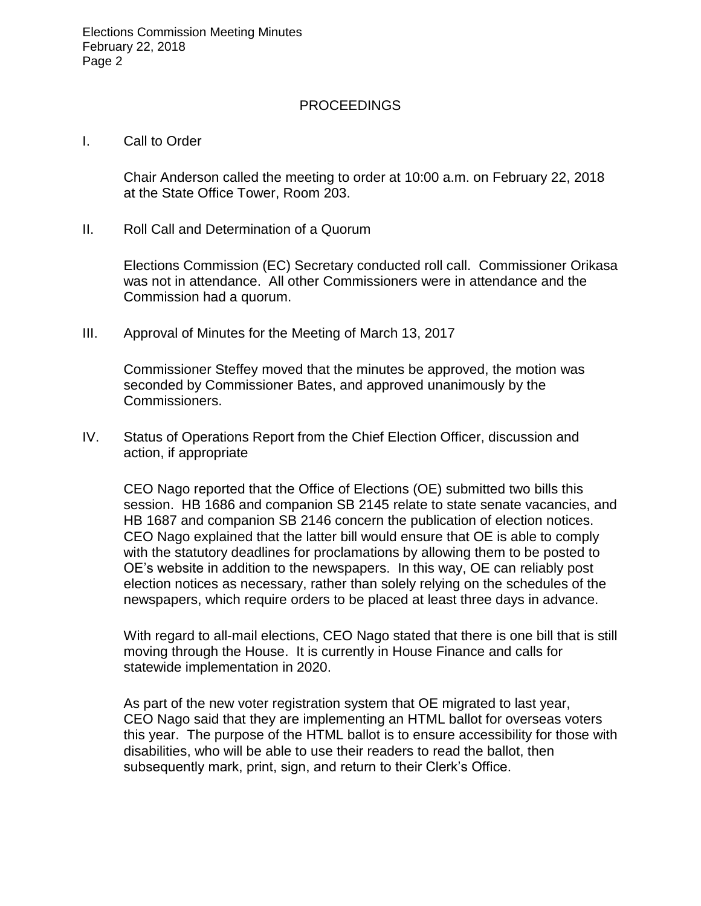## PROCEEDINGS

I. Call to Order

Chair Anderson called the meeting to order at 10:00 a.m. on February 22, 2018 at the State Office Tower, Room 203.

II. Roll Call and Determination of a Quorum

Elections Commission (EC) Secretary conducted roll call. Commissioner Orikasa was not in attendance. All other Commissioners were in attendance and the Commission had a quorum.

III. Approval of Minutes for the Meeting of March 13, 2017

Commissioner Steffey moved that the minutes be approved, the motion was seconded by Commissioner Bates, and approved unanimously by the Commissioners.

IV. Status of Operations Report from the Chief Election Officer, discussion and action, if appropriate

CEO Nago reported that the Office of Elections (OE) submitted two bills this session. HB 1686 and companion SB 2145 relate to state senate vacancies, and HB 1687 and companion SB 2146 concern the publication of election notices. CEO Nago explained that the latter bill would ensure that OE is able to comply with the statutory deadlines for proclamations by allowing them to be posted to OE's website in addition to the newspapers. In this way, OE can reliably post election notices as necessary, rather than solely relying on the schedules of the newspapers, which require orders to be placed at least three days in advance.

With regard to all-mail elections, CEO Nago stated that there is one bill that is still moving through the House. It is currently in House Finance and calls for statewide implementation in 2020.

As part of the new voter registration system that OE migrated to last year, CEO Nago said that they are implementing an HTML ballot for overseas voters this year. The purpose of the HTML ballot is to ensure accessibility for those with disabilities, who will be able to use their readers to read the ballot, then subsequently mark, print, sign, and return to their Clerk's Office.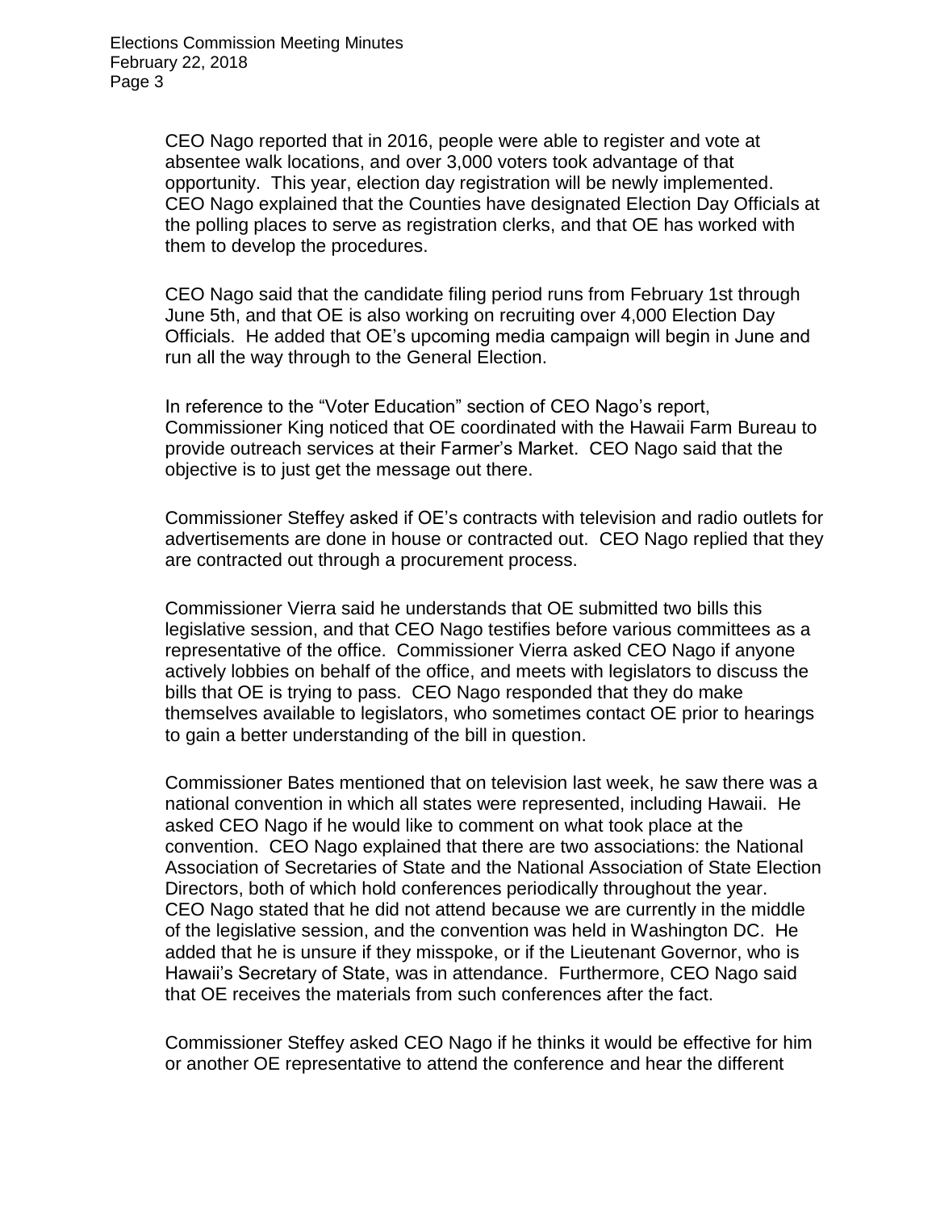CEO Nago reported that in 2016, people were able to register and vote at absentee walk locations, and over 3,000 voters took advantage of that opportunity. This year, election day registration will be newly implemented. CEO Nago explained that the Counties have designated Election Day Officials at the polling places to serve as registration clerks, and that OE has worked with them to develop the procedures.

CEO Nago said that the candidate filing period runs from February 1st through June 5th, and that OE is also working on recruiting over 4,000 Election Day Officials. He added that OE's upcoming media campaign will begin in June and run all the way through to the General Election.

In reference to the "Voter Education" section of CEO Nago's report, Commissioner King noticed that OE coordinated with the Hawaii Farm Bureau to provide outreach services at their Farmer's Market. CEO Nago said that the objective is to just get the message out there.

Commissioner Steffey asked if OE's contracts with television and radio outlets for advertisements are done in house or contracted out. CEO Nago replied that they are contracted out through a procurement process.

Commissioner Vierra said he understands that OE submitted two bills this legislative session, and that CEO Nago testifies before various committees as a representative of the office. Commissioner Vierra asked CEO Nago if anyone actively lobbies on behalf of the office, and meets with legislators to discuss the bills that OE is trying to pass. CEO Nago responded that they do make themselves available to legislators, who sometimes contact OE prior to hearings to gain a better understanding of the bill in question.

Commissioner Bates mentioned that on television last week, he saw there was a national convention in which all states were represented, including Hawaii. He asked CEO Nago if he would like to comment on what took place at the convention. CEO Nago explained that there are two associations: the National Association of Secretaries of State and the National Association of State Election Directors, both of which hold conferences periodically throughout the year. CEO Nago stated that he did not attend because we are currently in the middle of the legislative session, and the convention was held in Washington DC. He added that he is unsure if they misspoke, or if the Lieutenant Governor, who is Hawaii's Secretary of State, was in attendance. Furthermore, CEO Nago said that OE receives the materials from such conferences after the fact.

Commissioner Steffey asked CEO Nago if he thinks it would be effective for him or another OE representative to attend the conference and hear the different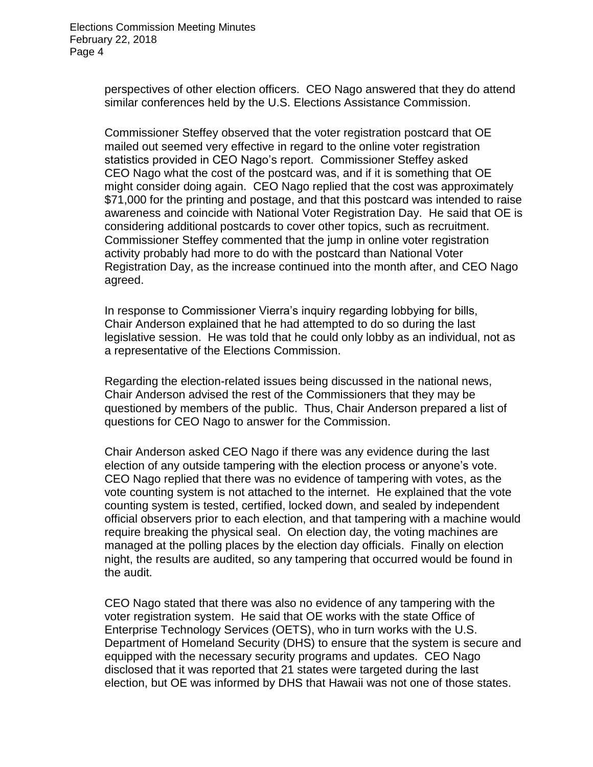perspectives of other election officers. CEO Nago answered that they do attend similar conferences held by the U.S. Elections Assistance Commission.

Commissioner Steffey observed that the voter registration postcard that OE mailed out seemed very effective in regard to the online voter registration statistics provided in CEO Nago's report. Commissioner Steffey asked CEO Nago what the cost of the postcard was, and if it is something that OE might consider doing again. CEO Nago replied that the cost was approximately $71,000 for the printing and postage, and that this postcard was intended to raise awareness and coincide with National Voter Registration Day. He said that OE is considering additional postcards to cover other topics, such as recruitment. Commissioner Steffey commented that the jump in online voter registration activity probably had more to do with the postcard than National Voter Registration Day, as the increase continued into the month after, and CEO Nago agreed.

In response to Commissioner Vierra's inquiry regarding lobbying for bills, Chair Anderson explained that he had attempted to do so during the last legislative session. He was told that he could only lobby as an individual, not as a representative of the Elections Commission.

Regarding the election-related issues being discussed in the national news, Chair Anderson advised the rest of the Commissioners that they may be questioned by members of the public. Thus, Chair Anderson prepared a list of questions for CEO Nago to answer for the Commission.

Chair Anderson asked CEO Nago if there was any evidence during the last election of any outside tampering with the election process or anyone's vote. CEO Nago replied that there was no evidence of tampering with votes, as the vote counting system is not attached to the internet. He explained that the vote counting system is tested, certified, locked down, and sealed by independent official observers prior to each election, and that tampering with a machine would require breaking the physical seal. On election day, the voting machines are managed at the polling places by the election day officials. Finally on election night, the results are audited, so any tampering that occurred would be found in the audit.

CEO Nago stated that there was also no evidence of any tampering with the voter registration system. He said that OE works with the state Office of Enterprise Technology Services (OETS), who in turn works with the U.S. Department of Homeland Security (DHS) to ensure that the system is secure and equipped with the necessary security programs and updates. CEO Nago disclosed that it was reported that 21 states were targeted during the last election, but OE was informed by DHS that Hawaii was not one of those states.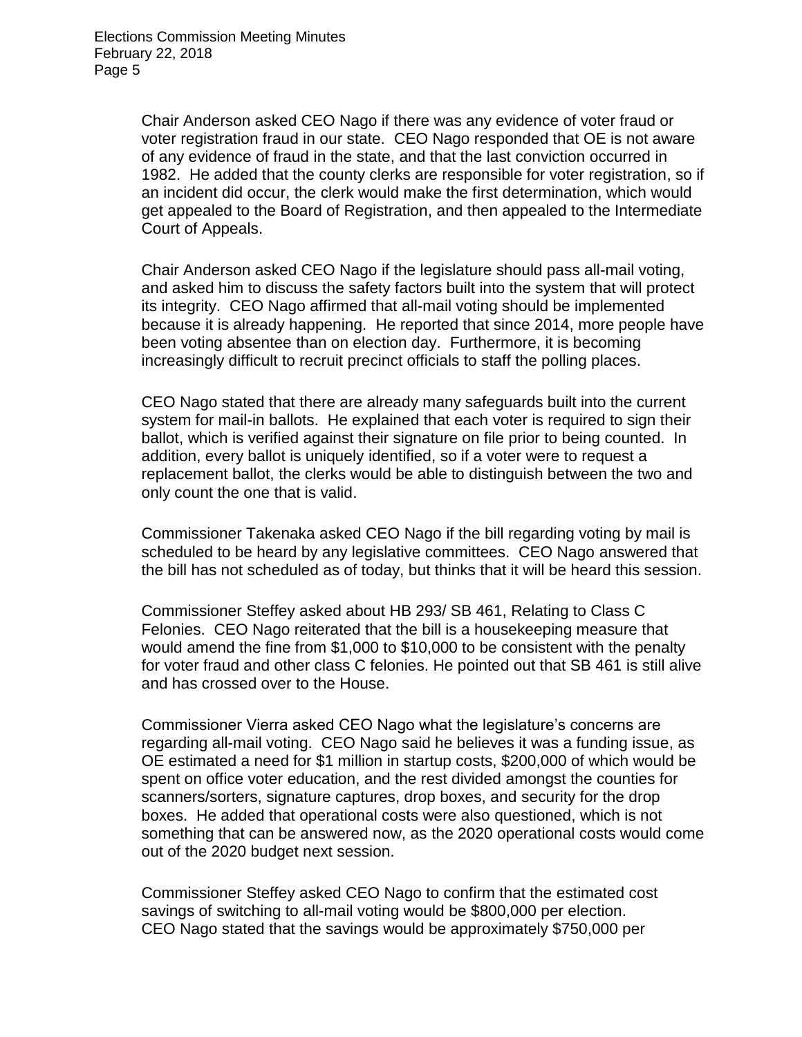Chair Anderson asked CEO Nago if there was any evidence of voter fraud or voter registration fraud in our state. CEO Nago responded that OE is not aware of any evidence of fraud in the state, and that the last conviction occurred in 1982. He added that the county clerks are responsible for voter registration, so if an incident did occur, the clerk would make the first determination, which would get appealed to the Board of Registration, and then appealed to the Intermediate Court of Appeals.

Chair Anderson asked CEO Nago if the legislature should pass all-mail voting, and asked him to discuss the safety factors built into the system that will protect its integrity. CEO Nago affirmed that all-mail voting should be implemented because it is already happening. He reported that since 2014, more people have been voting absentee than on election day. Furthermore, it is becoming increasingly difficult to recruit precinct officials to staff the polling places.

CEO Nago stated that there are already many safeguards built into the current system for mail-in ballots. He explained that each voter is required to sign their ballot, which is verified against their signature on file prior to being counted. In addition, every ballot is uniquely identified, so if a voter were to request a replacement ballot, the clerks would be able to distinguish between the two and only count the one that is valid.

Commissioner Takenaka asked CEO Nago if the bill regarding voting by mail is scheduled to be heard by any legislative committees. CEO Nago answered that the bill has not scheduled as of today, but thinks that it will be heard this session.

Commissioner Steffey asked about HB 293/ SB 461, Relating to Class C Felonies. CEO Nago reiterated that the bill is a housekeeping measure that would amend the fine from $1,000 to $10,000 to be consistent with the penalty for voter fraud and other class C felonies. He pointed out that SB 461 is still alive and has crossed over to the House.

Commissioner Vierra asked CEO Nago what the legislature's concerns are regarding all-mail voting. CEO Nago said he believes it was a funding issue, as OE estimated a need for $1 million in startup costs, $200,000 of which would be spent on office voter education, and the rest divided amongst the counties for scanners/sorters, signature captures, drop boxes, and security for the drop boxes. He added that operational costs were also questioned, which is not something that can be answered now, as the 2020 operational costs would come out of the 2020 budget next session.

Commissioner Steffey asked CEO Nago to confirm that the estimated cost savings of switching to all-mail voting would be $800,000 per election. CEO Nago stated that the savings would be approximately $750,000 per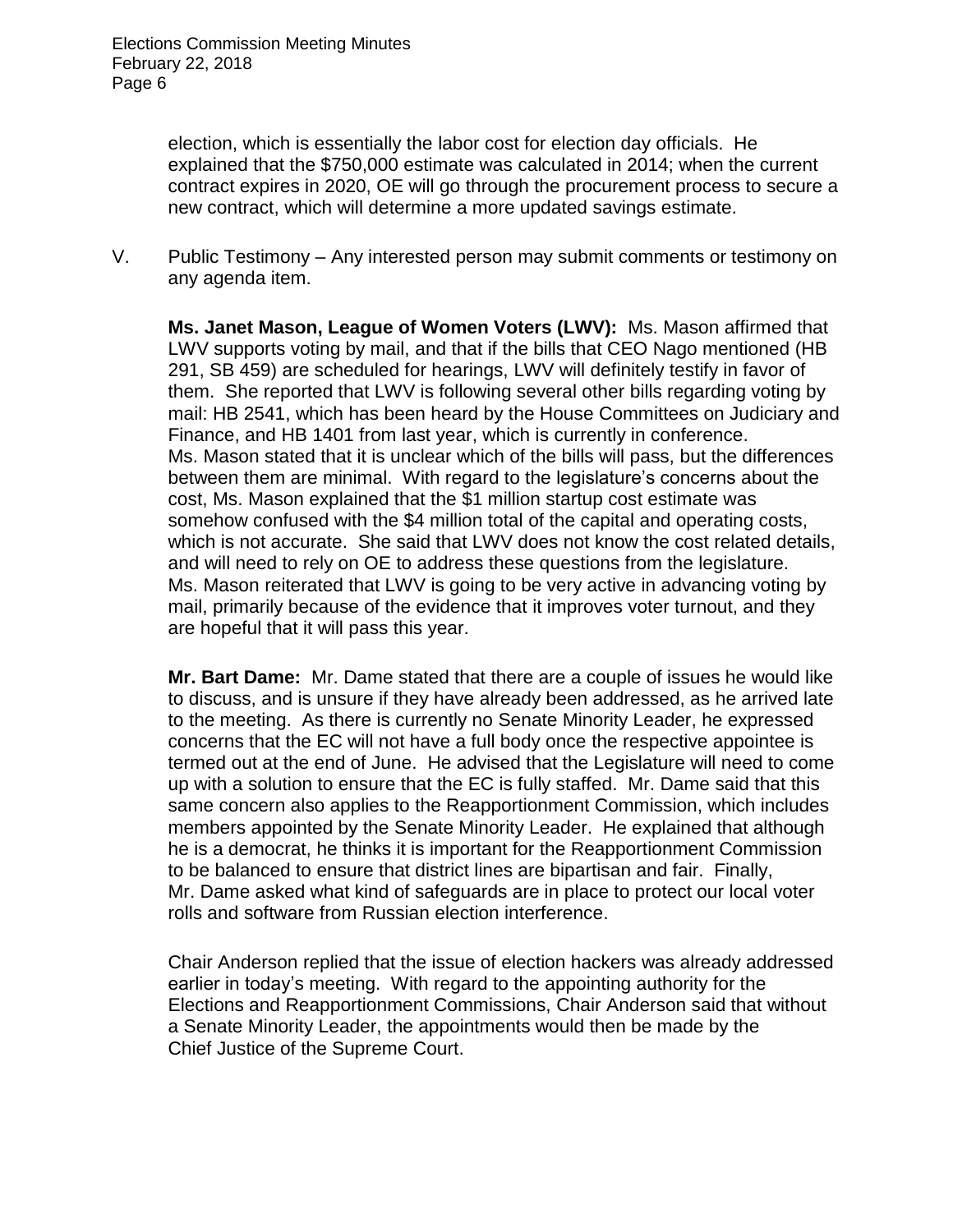election, which is essentially the labor cost for election day officials. He explained that the $750,000 estimate was calculated in 2014; when the current contract expires in 2020, OE will go through the procurement process to secure a new contract, which will determine a more updated savings estimate.

V. Public Testimony – Any interested person may submit comments or testimony on any agenda item.

**Ms. Janet Mason, League of Women Voters (LWV):** Ms. Mason affirmed that LWV supports voting by mail, and that if the bills that CEO Nago mentioned (HB 291, SB 459) are scheduled for hearings, LWV will definitely testify in favor of them. She reported that LWV is following several other bills regarding voting by mail: HB 2541, which has been heard by the House Committees on Judiciary and Finance, and HB 1401 from last year, which is currently in conference. Ms. Mason stated that it is unclear which of the bills will pass, but the differences between them are minimal. With regard to the legislature's concerns about the cost, Ms. Mason explained that the $1 million startup cost estimate was somehow confused with the $4 million total of the capital and operating costs, which is not accurate. She said that LWV does not know the cost related details, and will need to rely on OE to address these questions from the legislature. Ms. Mason reiterated that LWV is going to be very active in advancing voting by mail, primarily because of the evidence that it improves voter turnout, and they are hopeful that it will pass this year.

**Mr. Bart Dame:** Mr. Dame stated that there are a couple of issues he would like to discuss, and is unsure if they have already been addressed, as he arrived late to the meeting. As there is currently no Senate Minority Leader, he expressed concerns that the EC will not have a full body once the respective appointee is termed out at the end of June. He advised that the Legislature will need to come up with a solution to ensure that the EC is fully staffed. Mr. Dame said that this same concern also applies to the Reapportionment Commission, which includes members appointed by the Senate Minority Leader. He explained that although he is a democrat, he thinks it is important for the Reapportionment Commission to be balanced to ensure that district lines are bipartisan and fair. Finally, Mr. Dame asked what kind of safeguards are in place to protect our local voter rolls and software from Russian election interference.

Chair Anderson replied that the issue of election hackers was already addressed earlier in today's meeting. With regard to the appointing authority for the Elections and Reapportionment Commissions, Chair Anderson said that without a Senate Minority Leader, the appointments would then be made by the Chief Justice of the Supreme Court.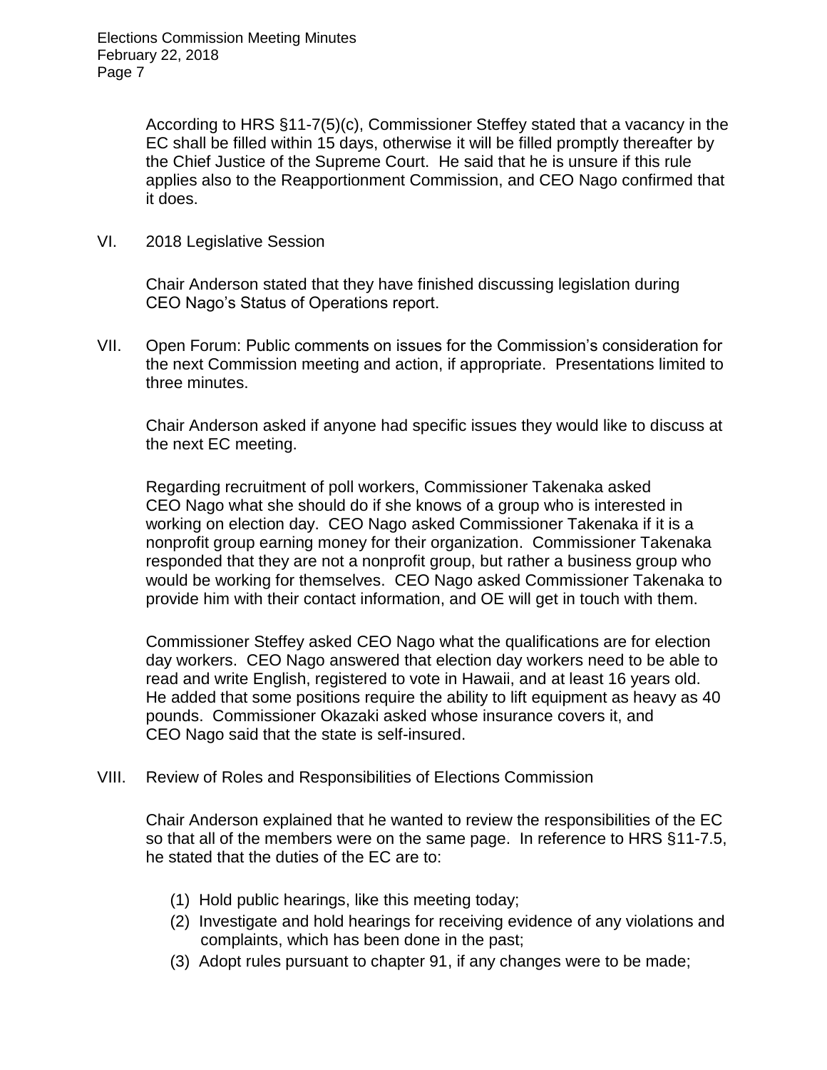According to HRS §11-7(5)(c), Commissioner Steffey stated that a vacancy in the EC shall be filled within 15 days, otherwise it will be filled promptly thereafter by the Chief Justice of the Supreme Court. He said that he is unsure if this rule applies also to the Reapportionment Commission, and CEO Nago confirmed that it does.

VI. 2018 Legislative Session

Chair Anderson stated that they have finished discussing legislation during CEO Nago's Status of Operations report.

VII. Open Forum: Public comments on issues for the Commission's consideration for the next Commission meeting and action, if appropriate. Presentations limited to three minutes.

Chair Anderson asked if anyone had specific issues they would like to discuss at the next EC meeting.

Regarding recruitment of poll workers, Commissioner Takenaka asked CEO Nago what she should do if she knows of a group who is interested in working on election day. CEO Nago asked Commissioner Takenaka if it is a nonprofit group earning money for their organization. Commissioner Takenaka responded that they are not a nonprofit group, but rather a business group who would be working for themselves. CEO Nago asked Commissioner Takenaka to provide him with their contact information, and OE will get in touch with them.

Commissioner Steffey asked CEO Nago what the qualifications are for election day workers. CEO Nago answered that election day workers need to be able to read and write English, registered to vote in Hawaii, and at least 16 years old. He added that some positions require the ability to lift equipment as heavy as 40 pounds. Commissioner Okazaki asked whose insurance covers it, and CEO Nago said that the state is self-insured.

VIII. Review of Roles and Responsibilities of Elections Commission

Chair Anderson explained that he wanted to review the responsibilities of the EC so that all of the members were on the same page. In reference to HRS §11-7.5, he stated that the duties of the EC are to:

(1) Hold public hearings, like this meeting today;
(2) Investigate and hold hearings for receiving evidence of any violations and complaints, which has been done in the past;
(3) Adopt rules pursuant to chapter 91, if any changes were to be made;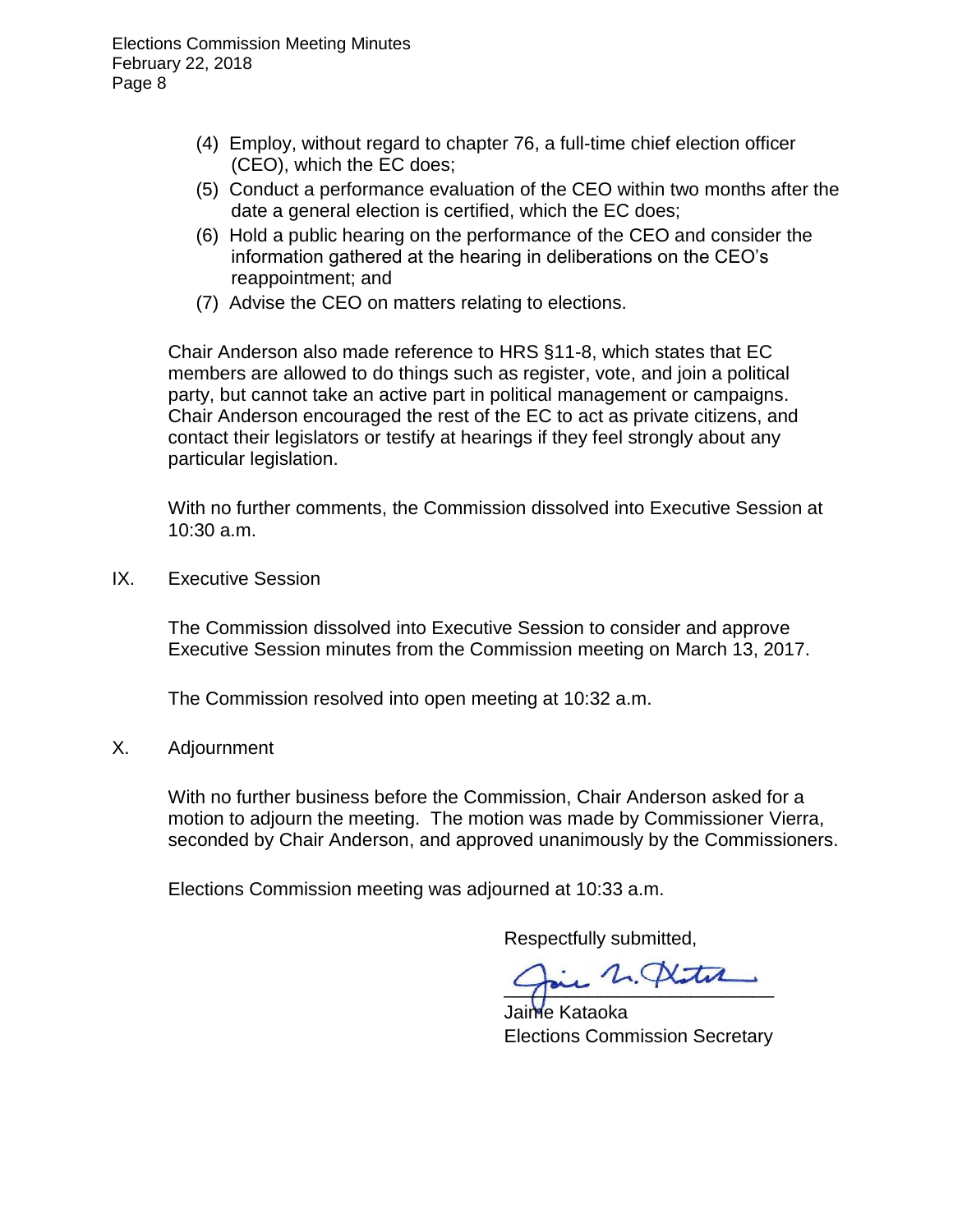(4) Employ, without regard to chapter 76, a full-time chief election officer (CEO), which the EC does;
(5) Conduct a performance evaluation of the CEO within two months after the date a general election is certified, which the EC does;
(6) Hold a public hearing on the performance of the CEO and consider the information gathered at the hearing in deliberations on the CEO's reappointment; and
(7) Advise the CEO on matters relating to elections.

Chair Anderson also made reference to HRS §11-8, which states that EC members are allowed to do things such as register, vote, and join a political party, but cannot take an active part in political management or campaigns. Chair Anderson encouraged the rest of the EC to act as private citizens, and contact their legislators or testify at hearings if they feel strongly about any particular legislation.

With no further comments, the Commission dissolved into Executive Session at 10:30 a.m.

## IX. Executive Session

The Commission dissolved into Executive Session to consider and approve Executive Session minutes from the Commission meeting on March 13, 2017.

The Commission resolved into open meeting at 10:32 a.m.

## X. Adjournment

With no further business before the Commission, Chair Anderson asked for a motion to adjourn the meeting. The motion was made by Commissioner Vierra, seconded by Chair Anderson, and approved unanimously by the Commissioners.

Elections Commission meeting was adjourned at 10:33 a.m.

Respectfully submitted,

Jaime Kataoka
Elections Commission Secretary